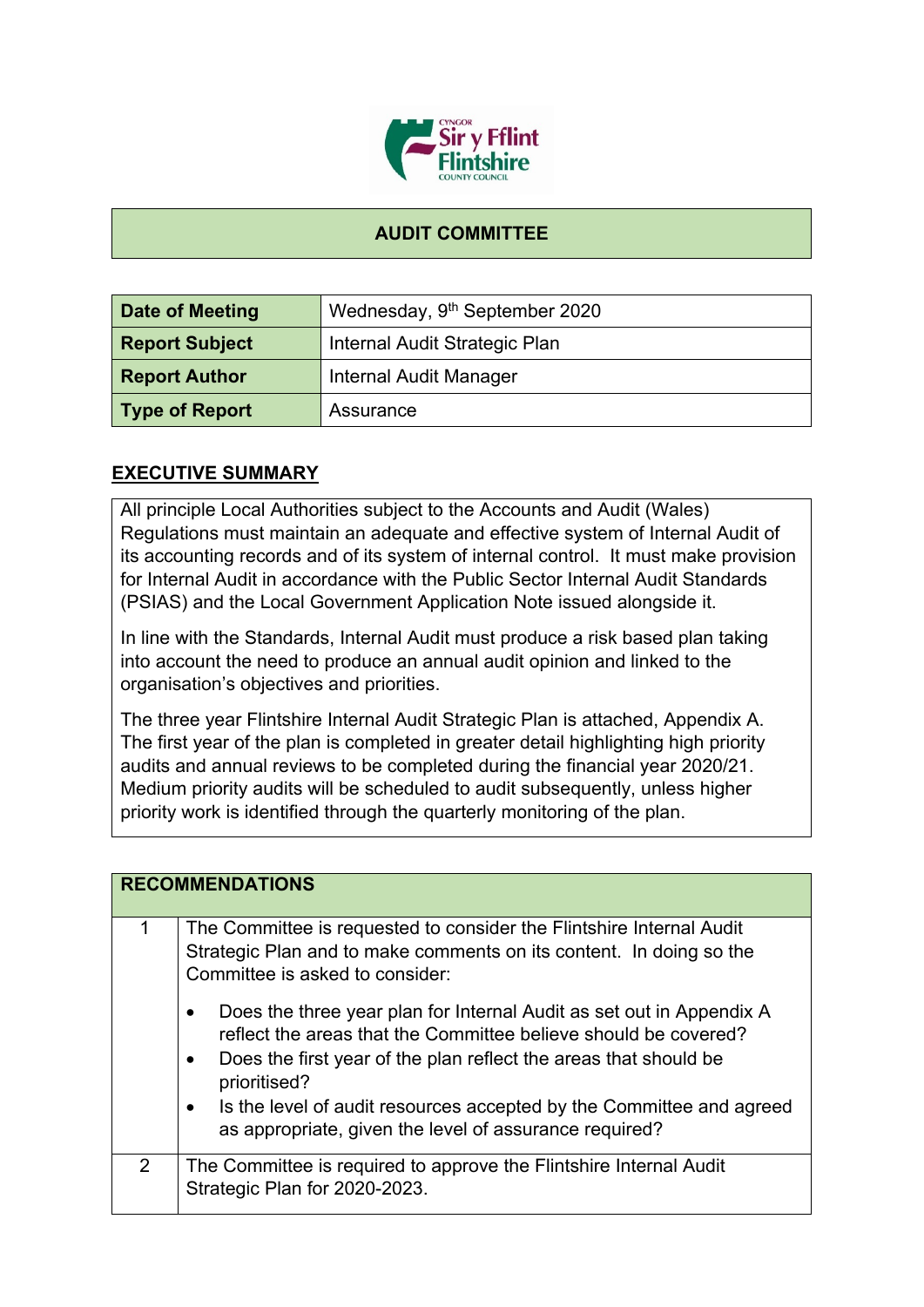# AUDIT COMMITTEE

| Date of Meeting | Wednesday, 9th September 2020 |
|---|---|
| Report Subject | Internal Audit Strategic Plan |
| Report Author | Internal Audit Manager |
| Type of Report | Assurance |

## EXECUTIVE SUMMARY

All principle Local Authorities subject to the Accounts and Audit (Wales) Regulations must maintain an adequate and effective system of Internal Audit of its accounting records and of its system of internal control. It must make provision for Internal Audit in accordance with the Public Sector Internal Audit Standards (PSIAS) and the Local Government Application Note issued alongside it.

In line with the Standards, Internal Audit must produce a risk based plan taking into account the need to produce an annual audit opinion and linked to the organisation's objectives and priorities.

The three year Flintshire Internal Audit Strategic Plan is attached, Appendix A. The first year of the plan is completed in greater detail highlighting high priority audits and annual reviews to be completed during the financial year 2020/21. Medium priority audits will be scheduled to audit subsequently, unless higher priority work is identified through the quarterly monitoring of the plan.

| RECOMMENDATIONS | |
|---|---|
| 1 | The Committee is requested to consider the Flintshire Internal Audit Strategic Plan and to make comments on its content. In doing so the Committee is asked to consider:<br>• Does the three year plan for Internal Audit as set out in Appendix A reflect the areas that the Committee believe should be covered?<br>• Does the first year of the plan reflect the areas that should be prioritised?<br>• Is the level of audit resources accepted by the Committee and agreed as appropriate, given the level of assurance required? |
| 2 | The Committee is required to approve the Flintshire Internal Audit Strategic Plan for 2020-2023. |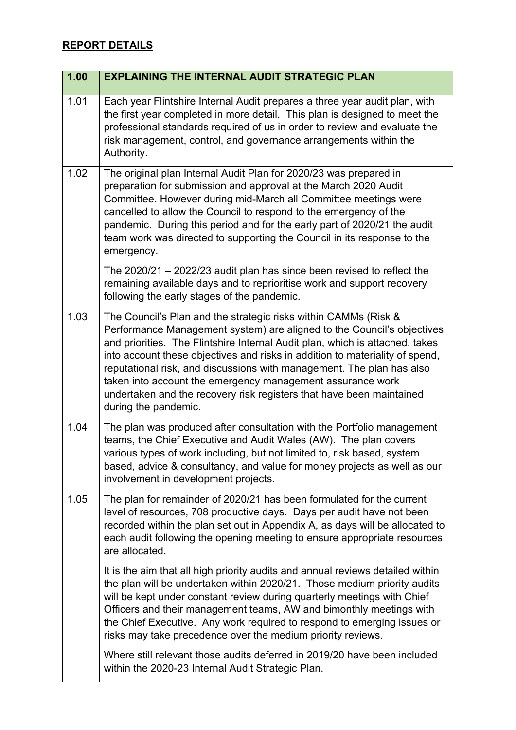## **REPORT DETAILS**

| 1.00 | **EXPLAINING THE INTERNAL AUDIT STRATEGIC PLAN** |
|---|---|
| 1.01 | Each year Flintshire Internal Audit prepares a three year audit plan, with the first year completed in more detail. This plan is designed to meet the professional standards required of us in order to review and evaluate the risk management, control, and governance arrangements within the Authority. |
| 1.02 | The original plan Internal Audit Plan for 2020/23 was prepared in preparation for submission and approval at the March 2020 Audit Committee. However during mid-March all Committee meetings were cancelled to allow the Council to respond to the emergency of the pandemic. During this period and for the early part of 2020/21 the audit team work was directed to supporting the Council in its response to the emergency.<br><br>The 2020/21 – 2022/23 audit plan has since been revised to reflect the remaining available days and to reprioritise work and support recovery following the early stages of the pandemic. |
| 1.03 | The Council's Plan and the strategic risks within CAMMs (Risk & Performance Management system) are aligned to the Council's objectives and priorities. The Flintshire Internal Audit plan, which is attached, takes into account these objectives and risks in addition to materiality of spend, reputational risk, and discussions with management. The plan has also taken into account the emergency management assurance work undertaken and the recovery risk registers that have been maintained during the pandemic. |
| 1.04 | The plan was produced after consultation with the Portfolio management teams, the Chief Executive and Audit Wales (AW). The plan covers various types of work including, but not limited to, risk based, system based, advice & consultancy, and value for money projects as well as our involvement in development projects. |
| 1.05 | The plan for remainder of 2020/21 has been formulated for the current level of resources, 708 productive days. Days per audit have not been recorded within the plan set out in Appendix A, as days will be allocated to each audit following the opening meeting to ensure appropriate resources are allocated.<br><br>It is the aim that all high priority audits and annual reviews detailed within the plan will be undertaken within 2020/21. Those medium priority audits will be kept under constant review during quarterly meetings with Chief Officers and their management teams, AW and bimonthly meetings with the Chief Executive. Any work required to respond to emerging issues or risks may take precedence over the medium priority reviews.<br><br>Where still relevant those audits deferred in 2019/20 have been included within the 2020-23 Internal Audit Strategic Plan. |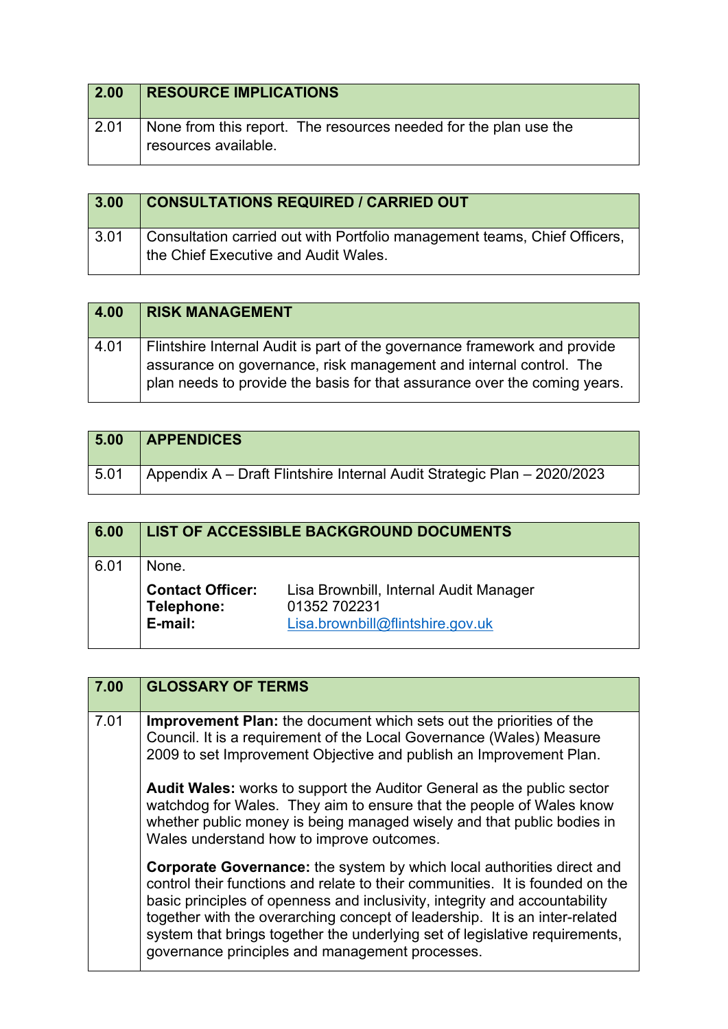| 2.00 | RESOURCE IMPLICATIONS |
|---|---|
| 2.01 | None from this report. The resources needed for the plan use the resources available. |

| 3.00 | CONSULTATIONS REQUIRED / CARRIED OUT |
|---|---|
| 3.01 | Consultation carried out with Portfolio management teams, Chief Officers, the Chief Executive and Audit Wales. |

| 4.00 | RISK MANAGEMENT |
|---|---|
| 4.01 | Flintshire Internal Audit is part of the governance framework and provide assurance on governance, risk management and internal control. The plan needs to provide the basis for that assurance over the coming years. |

| 5.00 | APPENDICES |
|---|---|
| 5.01 | Appendix A – Draft Flintshire Internal Audit Strategic Plan – 2020/2023 |

| 6.00 | LIST OF ACCESSIBLE BACKGROUND DOCUMENTS |
|---|---|
| 6.01 | None.<br><br>**Contact Officer:** Lisa Brownbill, Internal Audit Manager<br>**Telephone:** 01352 702231<br>**E-mail:** Lisa.brownbill@flintshire.gov.uk |

| 7.00 | GLOSSARY OF TERMS |
|---|---|
| 7.01 | **Improvement Plan:** the document which sets out the priorities of the Council. It is a requirement of the Local Governance (Wales) Measure 2009 to set Improvement Objective and publish an Improvement Plan.<br><br>**Audit Wales:** works to support the Auditor General as the public sector watchdog for Wales. They aim to ensure that the people of Wales know whether public money is being managed wisely and that public bodies in Wales understand how to improve outcomes.<br><br>**Corporate Governance:** the system by which local authorities direct and control their functions and relate to their communities. It is founded on the basic principles of openness and inclusivity, integrity and accountability together with the overarching concept of leadership. It is an inter-related system that brings together the underlying set of legislative requirements, governance principles and management processes. |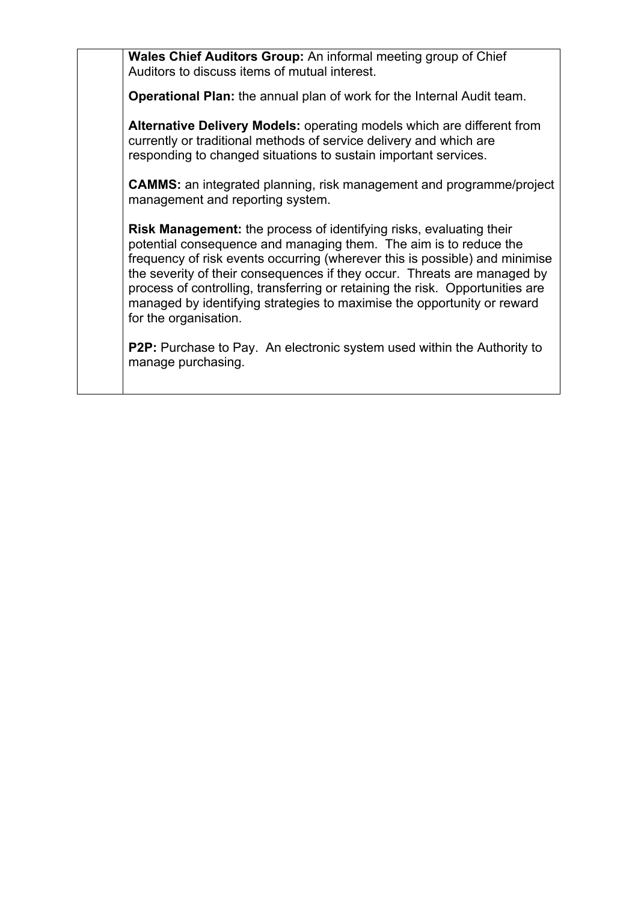**Wales Chief Auditors Group:** An informal meeting group of Chief Auditors to discuss items of mutual interest.

**Operational Plan:** the annual plan of work for the Internal Audit team.

**Alternative Delivery Models:** operating models which are different from currently or traditional methods of service delivery and which are responding to changed situations to sustain important services.

**CAMMS:** an integrated planning, risk management and programme/project management and reporting system.

**Risk Management:** the process of identifying risks, evaluating their potential consequence and managing them. The aim is to reduce the frequency of risk events occurring (wherever this is possible) and minimise the severity of their consequences if they occur. Threats are managed by process of controlling, transferring or retaining the risk. Opportunities are managed by identifying strategies to maximise the opportunity or reward for the organisation.

**P2P:** Purchase to Pay. An electronic system used within the Authority to manage purchasing.